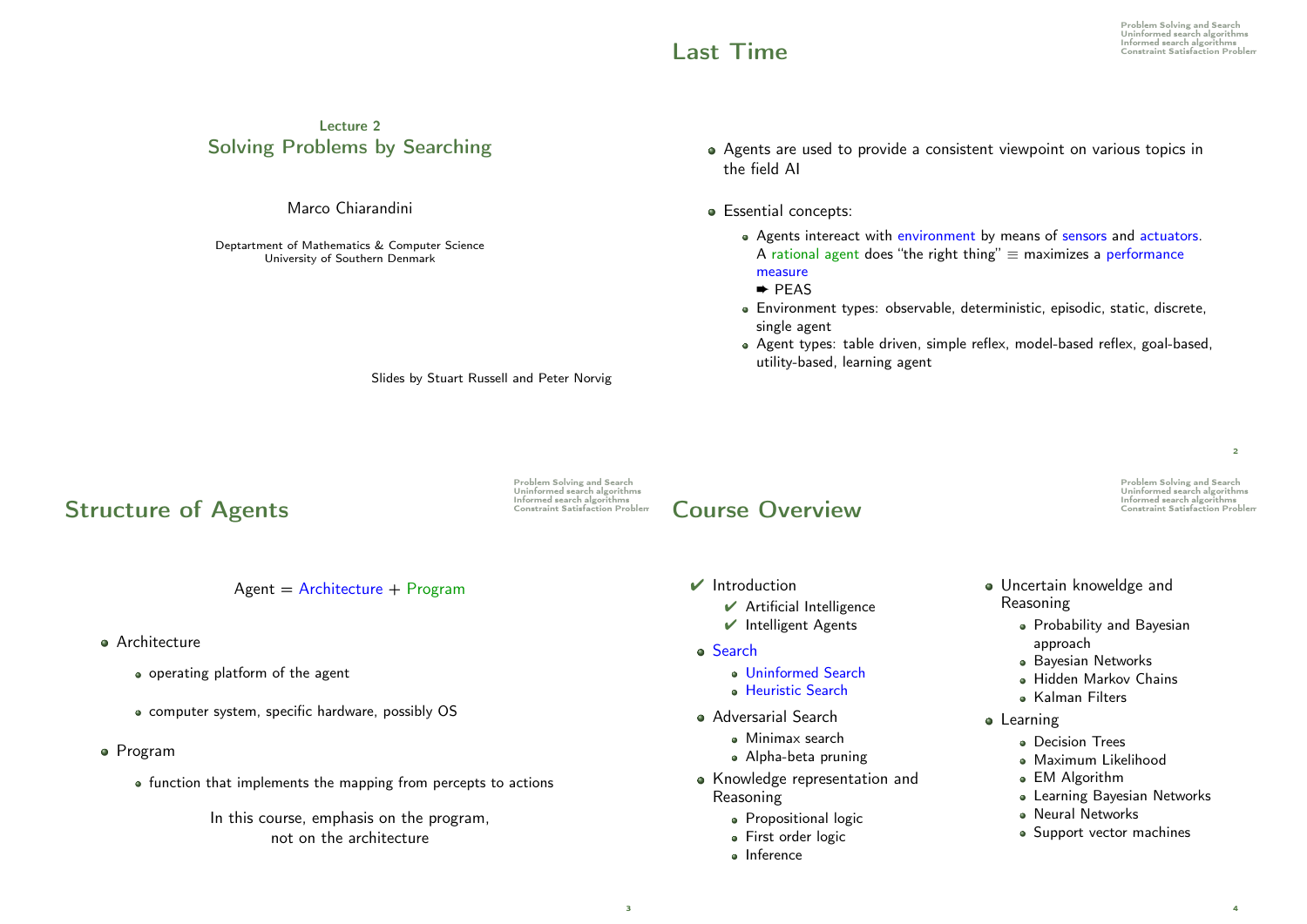# Lecture 2
# Solving Problems by Searching

Marco Chiarandini

Deptartment of Mathematics & Computer Science
University of Southern Denmark

Slides by Stuart Russell and Peter Norvig

## Last Time

- Agents are used to provide a consistent viewpoint on various topics in the field AI
- Essential concepts:
  - Agents intereact with environment by means of sensors and actuators.
    A rational agent does "the right thing" ≡ maximizes a performance measure
    ➨ PEAS
  - Environment types: observable, deterministic, episodic, static, discrete, single agent
  - Agent types: table driven, simple reflex, model-based reflex, goal-based, utility-based, learning agent

## Structure of Agents

Agent = Architecture + Program

- Architecture
  - operating platform of the agent
  - computer system, specific hardware, possibly OS
- Program
  - function that implements the mapping from percepts to actions

In this course, emphasis on the program, not on the architecture

## Course Overview

- ✔ Introduction
  - ✔ Artificial Intelligence
  - ✔ Intelligent Agents
- Search
  - Uninformed Search
  - Heuristic Search
- Adversarial Search
  - Minimax search
  - Alpha-beta pruning
- Knowledge representation and Reasoning
  - Propositional logic
  - First order logic
  - Inference
- Uncertain knoweldge and Reasoning
  - Probability and Bayesian approach
  - Bayesian Networks
  - Hidden Markov Chains
  - Kalman Filters
- Learning
  - Decision Trees
  - Maximum Likelihood
  - EM Algorithm
  - Learning Bayesian Networks
  - Neural Networks
  - Support vector machines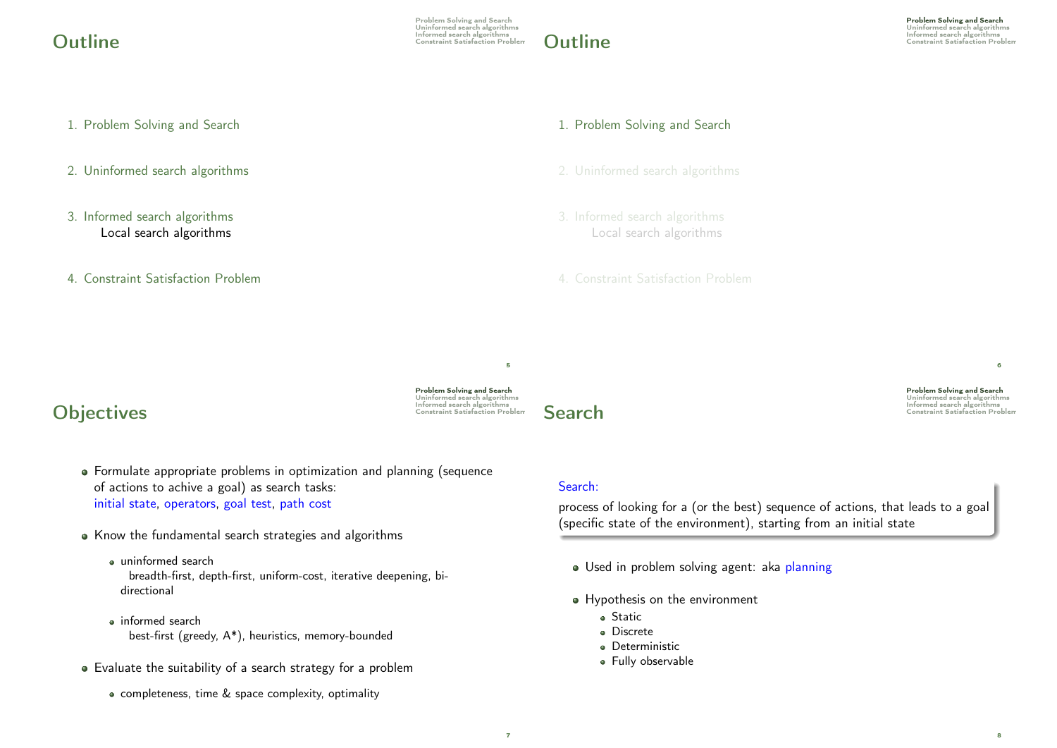## Outline

1. Problem Solving and Search
2. Uninformed search algorithms
3. Informed search algorithms
   - Local search algorithms
4. Constraint Satisfaction Problem

## Outline

1. Problem Solving and Search
2. Uninformed search algorithms
3. Informed search algorithms
   - Local search algorithms
4. Constraint Satisfaction Problem

## Objectives

- Formulate appropriate problems in optimization and planning (sequence of actions to achive a goal) as search tasks:
  initial state, operators, goal test, path cost
- Know the fundamental search strategies and algorithms
  - uninformed search
    breadth-first, depth-first, uniform-cost, iterative deepening, bi-directional
  - informed search
    best-first (greedy, A*), heuristics, memory-bounded
- Evaluate the suitability of a search strategy for a problem
  - completeness, time & space complexity, optimality

## Search

**Search:**

process of looking for a (or the best) sequence of actions, that leads to a goal (specific state of the environment), starting from an initial state

- Used in problem solving agent: aka planning
- Hypothesis on the environment
  - Static
  - Discrete
  - Deterministic
  - Fully observable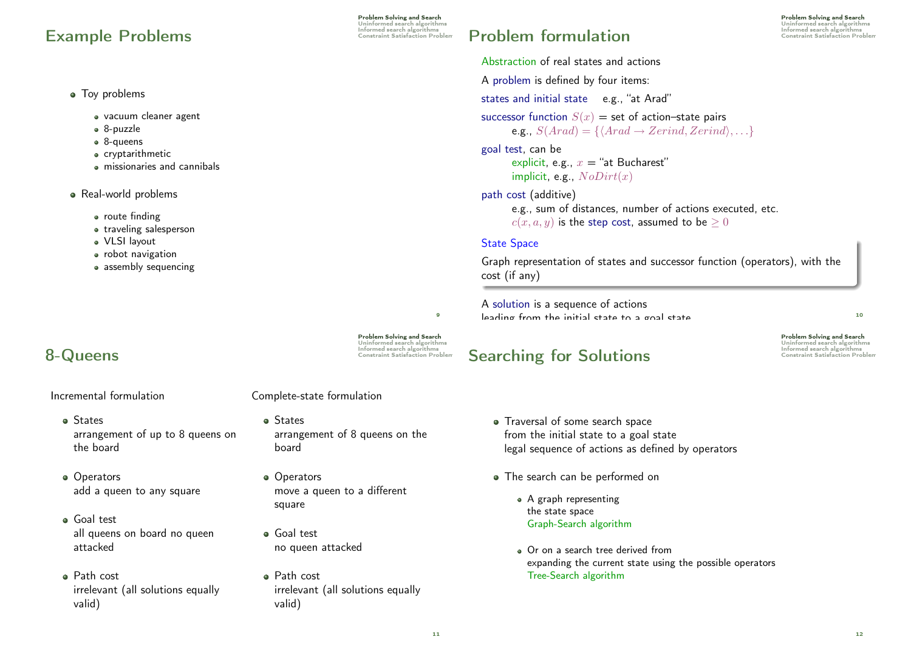## Example Problems

- Toy problems
  - vacuum cleaner agent
  - 8-puzzle
  - 8-queens
  - cryptarithmetic
  - missionaries and cannibals
- Real-world problems
  - route finding
  - traveling salesperson
  - VLSI layout
  - robot navigation
  - assembly sequencing

## Problem formulation

Abstraction of real states and actions

A problem is defined by four items:

states and initial state    e.g., "at Arad"

successor function $S(x)$ = set of action–state pairs
  e.g., $S(Arad) = \{\langle Arad \rightarrow Zerind, Zerind \rangle, \ldots\}$

goal test, can be
  explicit, e.g., $x$ = "at Bucharest"
  implicit, e.g., $NoDirt(x)$

path cost (additive)
  e.g., sum of distances, number of actions executed, etc.
  $c(x, a, y)$ is the step cost, assumed to be $\geq 0$

**State Space**

Graph representation of states and successor function (operators), with the cost (if any)

A solution is a sequence of actions leading from the initial state to a goal state

## 8-Queens

Incremental formulation

- States
  arrangement of up to 8 queens on the board
- Operators
  add a queen to any square
- Goal test
  all queens on board no queen attacked
- Path cost
  irrelevant (all solutions equally valid)

Complete-state formulation

- States
  arrangement of 8 queens on the board
- Operators
  move a queen to a different square
- Goal test
  no queen attacked
- Path cost
  irrelevant (all solutions equally valid)

## Searching for Solutions

- Traversal of some search space
  from the initial state to a goal state
  legal sequence of actions as defined by operators
- The search can be performed on
  - A graph representing the state space
    Graph-Search algorithm
  - Or on a search tree derived from expanding the current state using the possible operators
    Tree-Search algorithm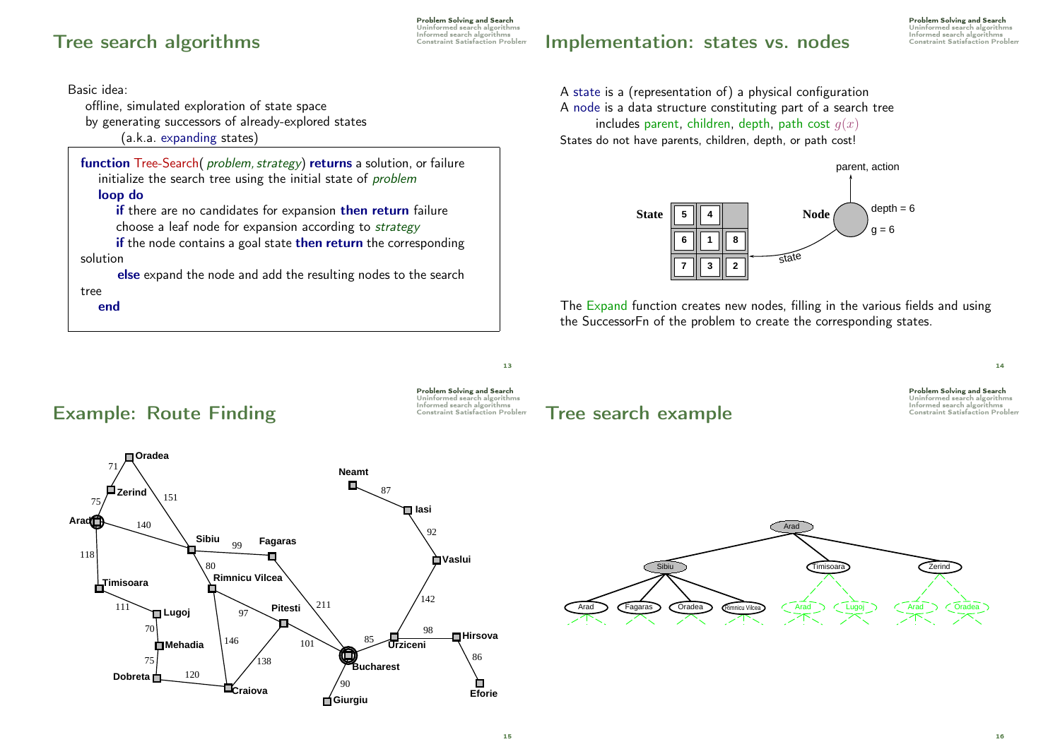## Tree search algorithms

Basic idea:

offline, simulated exploration of state space
by generating successors of already-explored states
(a.k.a. expanding states)

```
function Tree-Search( problem, strategy) returns a solution, or failure
    initialize the search tree using the initial state of problem
    loop do
        if there are no candidates for expansion then return failure
        choose a leaf node for expansion according to strategy
        if the node contains a goal state then return the corresponding solution
        else expand the node and add the resulting nodes to the search tree
    end
```

## Implementation: states vs. nodes

A state is a (representation of) a physical configuration
A node is a data structure constituting part of a search tree
includes parent, children, depth, path cost $g(x)$
States do not have parents, children, depth, or path cost!

The Expand function creates new nodes, filling in the various fields and using the SuccessorFn of the problem to create the corresponding states.

## Example: Route Finding

## Tree search example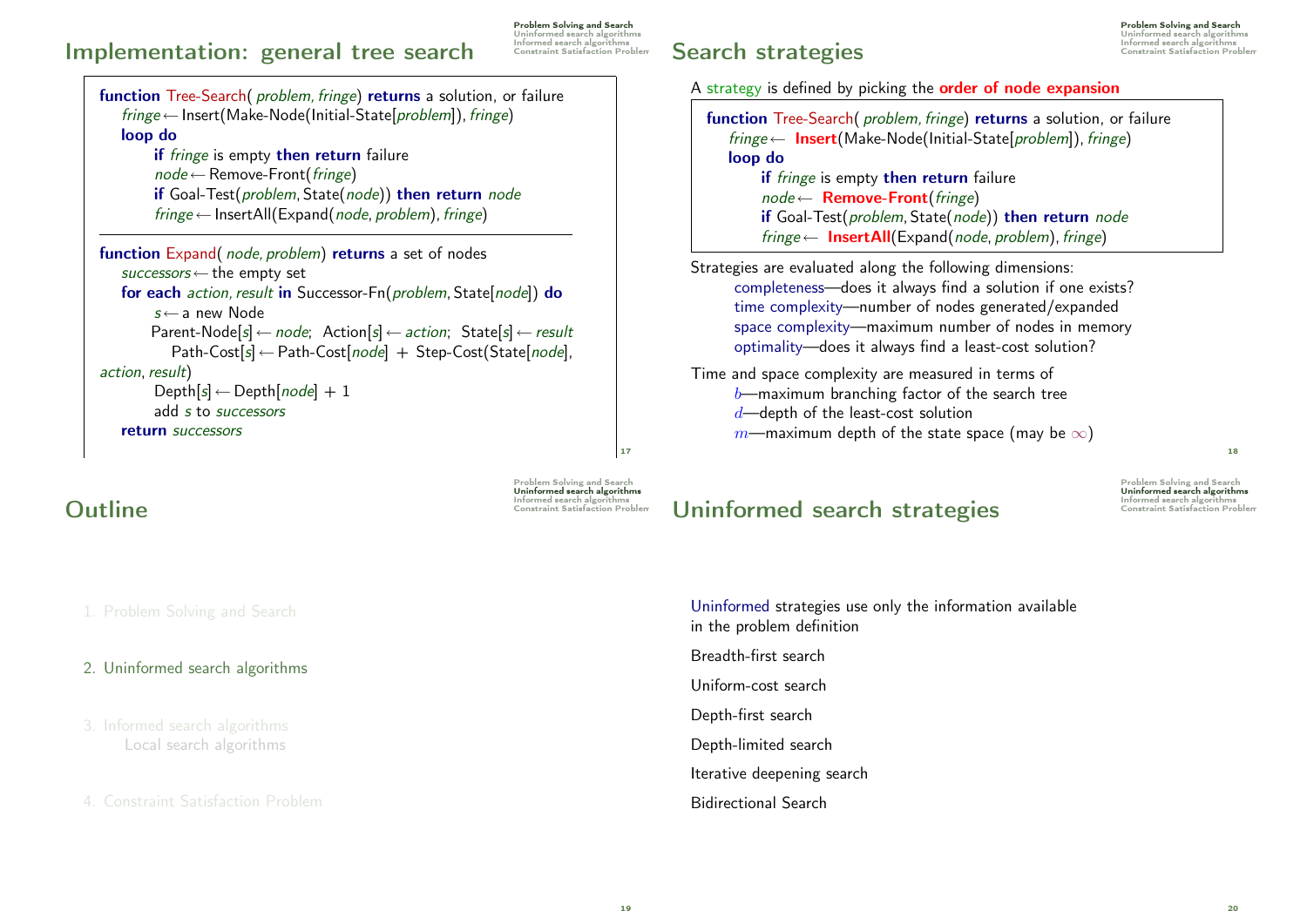## Implementation: general tree search

```
function Tree-Search( problem, fringe) returns a solution, or failure
    fringe ← Insert(Make-Node(Initial-State[problem]), fringe)
    loop do
        if fringe is empty then return failure
        node ← Remove-Front(fringe)
        if Goal-Test(problem, State(node)) then return node
        fringe ← InsertAll(Expand(node, problem), fringe)
```

```
function Expand( node, problem) returns a set of nodes
    successors ← the empty set
    for each action, result in Successor-Fn(problem, State[node]) do
        s ← a new Node
        Parent-Node[s] ← node;  Action[s] ← action;  State[s] ← result
            Path-Cost[s] ← Path-Cost[node] + Step-Cost(State[node], action, result)
        Depth[s] ← Depth[node] + 1
        add s to successors
    return successors
```

## Search strategies

A strategy is defined by picking the **order of node expansion**

```
function Tree-Search( problem, fringe) returns a solution, or failure
    fringe ← Insert(Make-Node(Initial-State[problem]), fringe)
    loop do
        if fringe is empty then return failure
        node ← Remove-Front(fringe)
        if Goal-Test(problem, State(node)) then return node
        fringe ← InsertAll(Expand(node, problem), fringe)
```

Strategies are evaluated along the following dimensions:

- completeness—does it always find a solution if one exists?
- time complexity—number of nodes generated/expanded
- space complexity—maximum number of nodes in memory
- optimality—does it always find a least-cost solution?

Time and space complexity are measured in terms of

- $b$—maximum branching factor of the search tree
- $d$—depth of the least-cost solution
- $m$—maximum depth of the state space (may be $\infty$)

## Outline

1. Problem Solving and Search
2. Uninformed search algorithms
3. Informed search algorithms
   - Local search algorithms
4. Constraint Satisfaction Problem

## Uninformed search strategies

Uninformed strategies use only the information available in the problem definition

- Breadth-first search
- Uniform-cost search
- Depth-first search
- Depth-limited search
- Iterative deepening search
- Bidirectional Search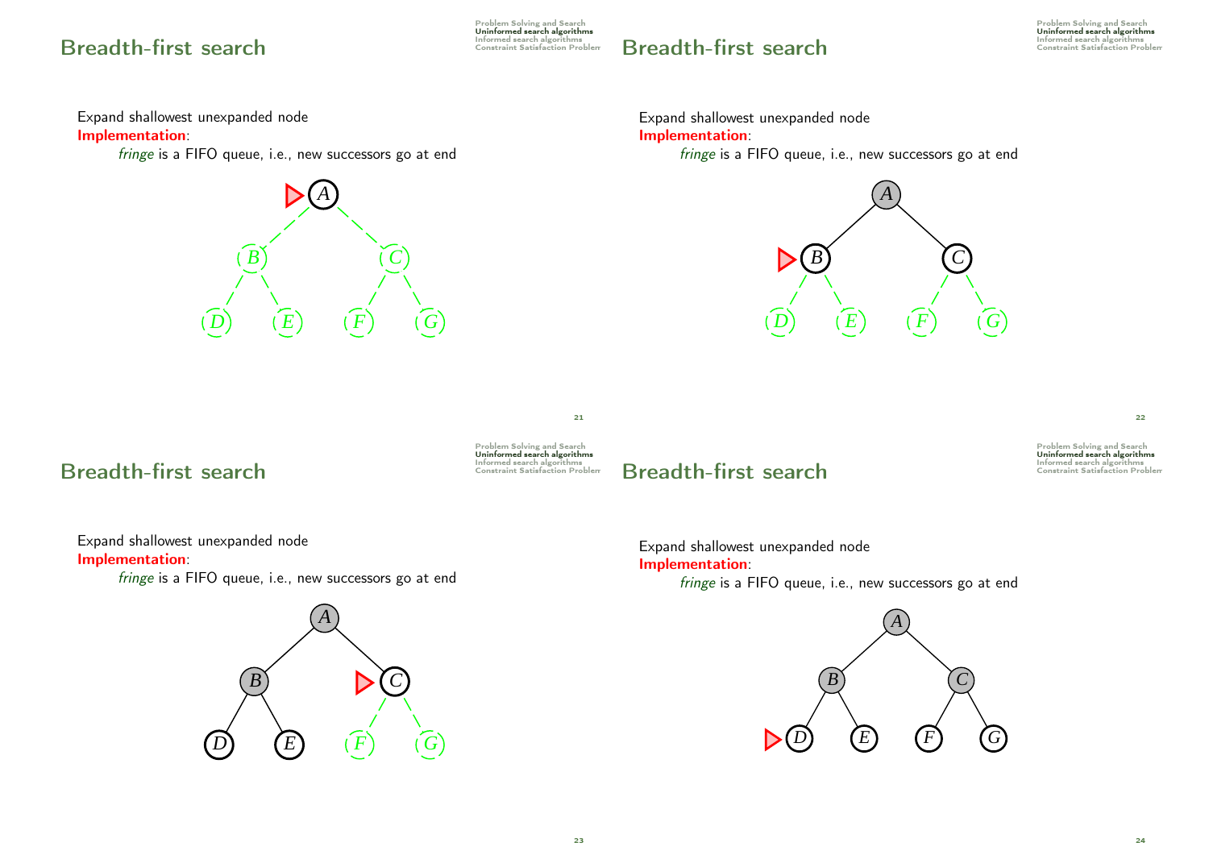## Breadth-first search

Expand shallowest unexpanded node

**Implementation**:

*fringe* is a FIFO queue, i.e., new successors go at end

## Breadth-first search

Expand shallowest unexpanded node

**Implementation**:

*fringe* is a FIFO queue, i.e., new successors go at end

## Breadth-first search

Expand shallowest unexpanded node

**Implementation**:

*fringe* is a FIFO queue, i.e., new successors go at end

## Breadth-first search

Expand shallowest unexpanded node

**Implementation**:

*fringe* is a FIFO queue, i.e., new successors go at end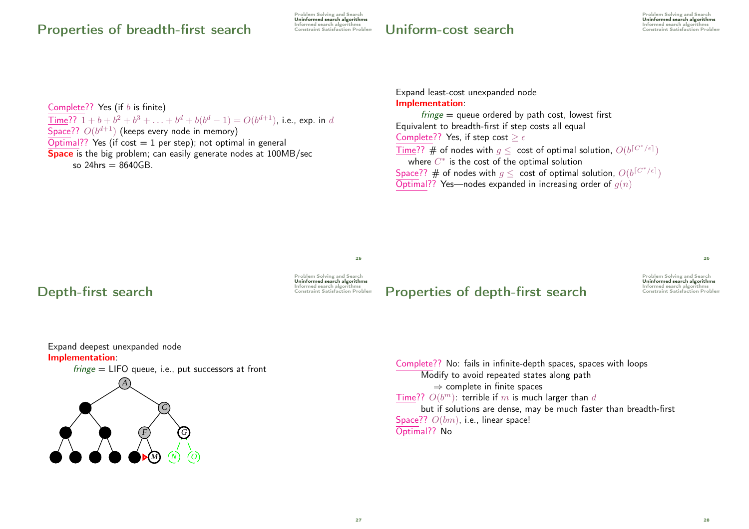## Properties of breadth-first search

Complete?? Yes (if $b$ is finite)

Time?? $1 + b + b^2 + b^3 + \ldots + b^d + b(b^d - 1) = O(b^{d+1})$, i.e., exp. in $d$

Space?? $O(b^{d+1})$ (keeps every node in memory)

Optimal?? Yes (if cost = 1 per step); not optimal in general

**Space** is the big problem; can easily generate nodes at 100MB/sec
so 24hrs = 8640GB.

## Uniform-cost search

Expand least-cost unexpanded node

**Implementation**:

*fringe* = queue ordered by path cost, lowest first

Equivalent to breadth-first if step costs all equal

Complete?? Yes, if step cost $\geq \epsilon$

Time?? # of nodes with $g \leq$ cost of optimal solution, $O(b^{\lceil C^*/\epsilon \rceil})$
where $C^*$ is the cost of the optimal solution

Space?? # of nodes with $g \leq$ cost of optimal solution, $O(b^{\lceil C^*/\epsilon \rceil})$

Optimal?? Yes—nodes expanded in increasing order of $g(n)$

## Depth-first search

Expand deepest unexpanded node

**Implementation**:

*fringe* = LIFO queue, i.e., put successors at front

## Properties of depth-first search

Complete?? No: fails in infinite-depth spaces, spaces with loops
Modify to avoid repeated states along path
$\Rightarrow$ complete in finite spaces

Time?? $O(b^m)$: terrible if $m$ is much larger than $d$
but if solutions are dense, may be much faster than breadth-first

Space?? $O(bm)$, i.e., linear space!

Optimal?? No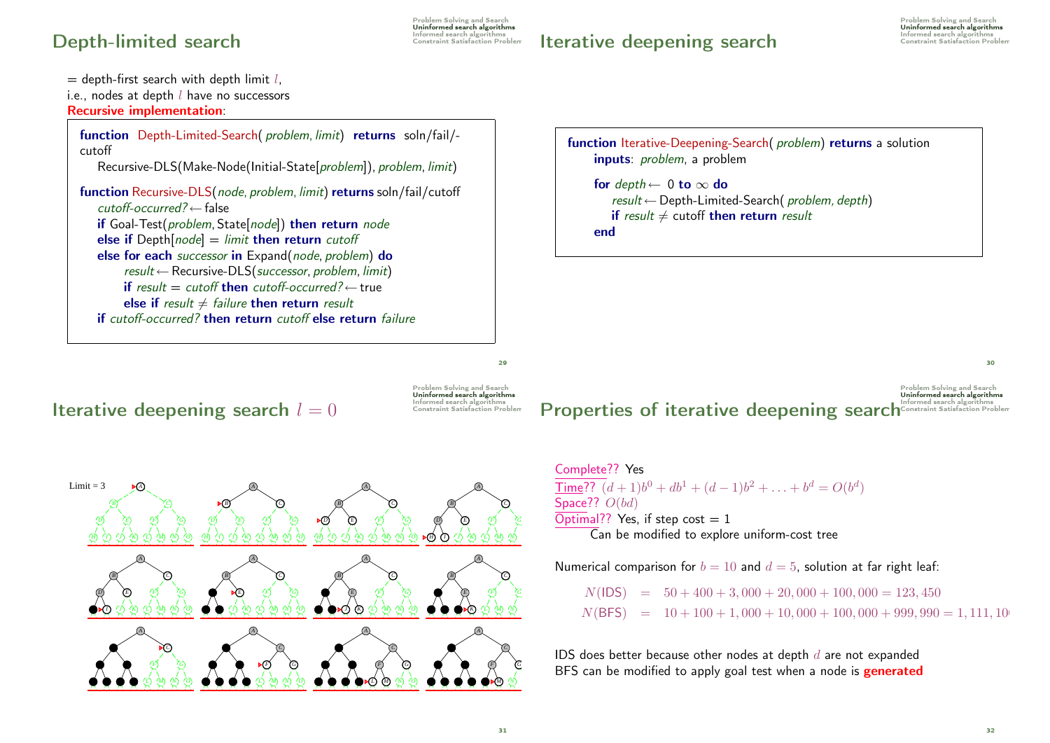# Depth-limited search

= depth-first search with depth limit $l$,
i.e., nodes at depth $l$ have no successors
**Recursive implementation**:

```
function Depth-Limited-Search( problem, limit) returns soln/fail/cutoff
    Recursive-DLS(Make-Node(Initial-State[problem]), problem, limit)

function Recursive-DLS(node, problem, limit) returns soln/fail/cutoff
    cutoff-occurred? ← false
    if Goal-Test(problem, State[node]) then return node
    else if Depth[node] = limit then return cutoff
    else for each successor in Expand(node, problem) do
        result ← Recursive-DLS(successor, problem, limit)
        if result = cutoff then cutoff-occurred? ← true
        else if result ≠ failure then return result
    if cutoff-occurred? then return cutoff else return failure
```

# Iterative deepening search

```
function Iterative-Deepening-Search( problem) returns a solution
    inputs: problem, a problem
    for depth ← 0 to ∞ do
        result ← Depth-Limited-Search( problem, depth)
        if result ≠ cutoff then return result
    end
```

# Iterative deepening search $l = 0$

Limit = 3

# Properties of iterative deepening search

Complete?? Yes
Time?? $(d+1)b^0 + db^1 + (d-1)b^2 + \ldots + b^d = O(b^d)$
Space?? $O(bd)$
Optimal?? Yes, if step cost = 1
    Can be modified to explore uniform-cost tree

Numerical comparison for $b = 10$ and $d = 5$, solution at far right leaf:

$$N(\text{IDS}) = 50 + 400 + 3,000 + 20,000 + 100,000 = 123,450$$
$$N(\text{BFS}) = 10 + 100 + 1,000 + 10,000 + 100,000 + 999,990 = 1,111,10$$

IDS does better because other nodes at depth $d$ are not expanded
BFS can be modified to apply goal test when a node is **generated**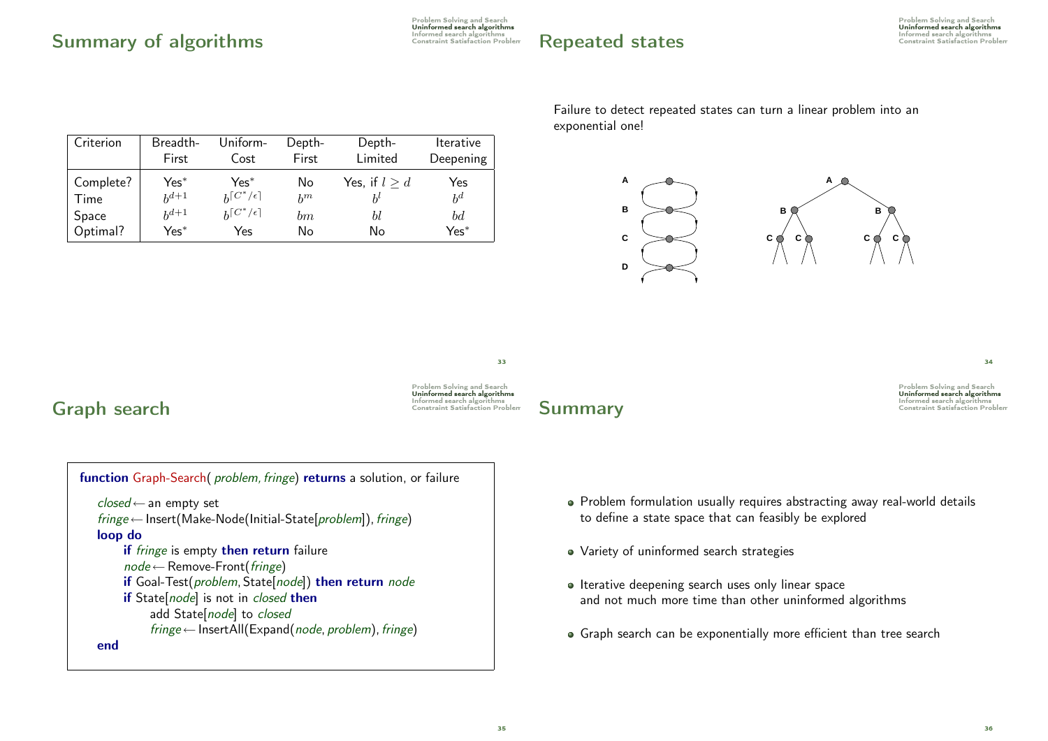## Summary of algorithms

| Criterion | Breadth-First | Uniform-Cost | Depth-First | Depth-Limited | Iterative Deepening |
|---|---|---|---|---|---|
| Complete? | Yes* | Yes* | No | Yes, if $l \geq d$ | Yes |
| Time | $b^{d+1}$ | $b^{\lceil C^*/\epsilon \rceil}$ | $b^m$ | $b^l$ | $b^d$ |
| Space | $b^{d+1}$ | $b^{\lceil C^*/\epsilon \rceil}$ | $bm$ | $bl$ | $bd$ |
| Optimal? | Yes* | Yes | No | No | Yes* |

## Repeated states

Failure to detect repeated states can turn a linear problem into an exponential one!

## Graph search

```
function Graph-Search( problem, fringe) returns a solution, or failure

   closed ← an empty set
   fringe ← Insert(Make-Node(Initial-State[problem]), fringe)
   loop do
        if fringe is empty then return failure
        node ← Remove-Front(fringe)
        if Goal-Test(problem, State[node]) then return node
        if State[node] is not in closed then
             add State[node] to closed
             fringe ← InsertAll(Expand(node, problem), fringe)
   end
```

## Summary

- Problem formulation usually requires abstracting away real-world details to define a state space that can feasibly be explored
- Variety of uninformed search strategies
- Iterative deepening search uses only linear space and not much more time than other uninformed algorithms
- Graph search can be exponentially more efficient than tree search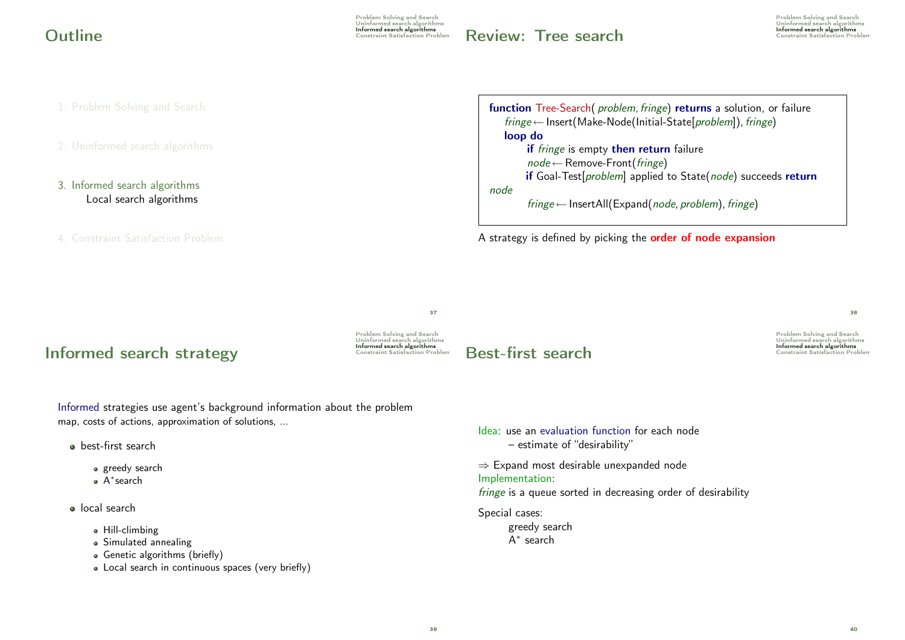# Outline

1. Problem Solving and Search

2. Uninformed search algorithms

3. Informed search algorithms
   Local search algorithms

4. Constraint Satisfaction Problem

# Review: Tree search

```
function Tree-Search( problem, fringe) returns a solution, or failure
    fringe ← Insert(Make-Node(Initial-State[problem]), fringe)
    loop do
        if fringe is empty then return failure
        node ← Remove-Front(fringe)
        if Goal-Test[problem] applied to State(node) succeeds return node
        fringe ← InsertAll(Expand(node, problem), fringe)
```

A strategy is defined by picking the **order of node expansion**

# Informed search strategy

Informed strategies use agent's background information about the problem
map, costs of actions, approximation of solutions, ...

- best-first search
  - greedy search
  - A*search
- local search
  - Hill-climbing
  - Simulated annealing
  - Genetic algorithms (briefly)
  - Local search in continuous spaces (very briefly)

# Best-first search

Idea: use an evaluation function for each node
 – estimate of "desirability"

⇒ Expand most desirable unexpanded node
Implementation:
*fringe* is a queue sorted in decreasing order of desirability

Special cases:
 greedy search
 A* search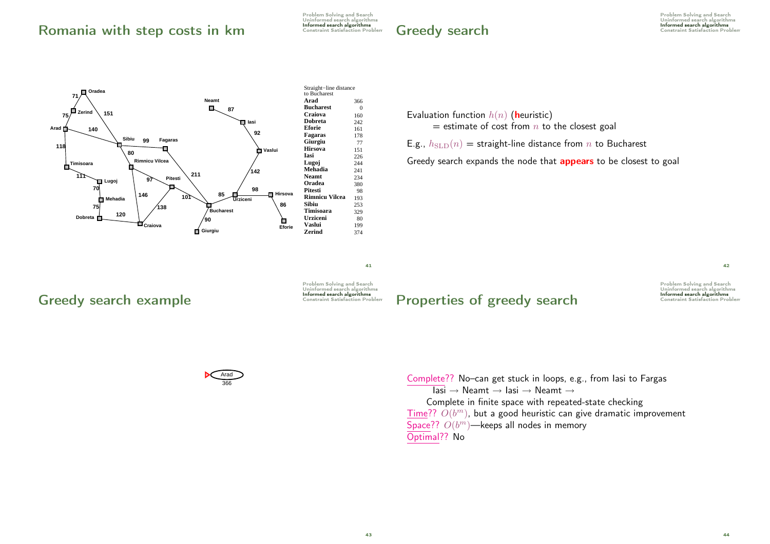## Romania with step costs in km

| Straight−line distance to Bucharest | |
|---|---|
| Arad | 366 |
| Bucharest | 0 |
| Craiova | 160 |
| Dobreta | 242 |
| Eforie | 161 |
| Fagaras | 178 |
| Giurgiu | 77 |
| Hirsova | 151 |
| Iasi | 226 |
| Lugoj | 244 |
| Mehadia | 241 |
| Neamt | 234 |
| Oradea | 380 |
| Pitesti | 98 |
| Rimnicu Vilcea | 193 |
| Sibiu | 253 |
| Timisoara | 329 |
| Urziceni | 80 |
| Vaslui | 199 |
| Zerind | 374 |

## Greedy search

Evaluation function $h(n)$ (**h**euristic)
= estimate of cost from $n$ to the closest goal

E.g., $h_{\mathrm{SLD}}(n)$ = straight-line distance from $n$ to Bucharest

Greedy search expands the node that **appears** to be closest to goal

## Greedy search example

Arad
366

## Properties of greedy search

Complete?? No–can get stuck in loops, e.g., from Iasi to Fargas
Iasi → Neamt → Iasi → Neamt →
Complete in finite space with repeated-state checking

Time?? $O(b^m)$, but a good heuristic can give dramatic improvement

Space?? $O(b^m)$—keeps all nodes in memory

Optimal?? No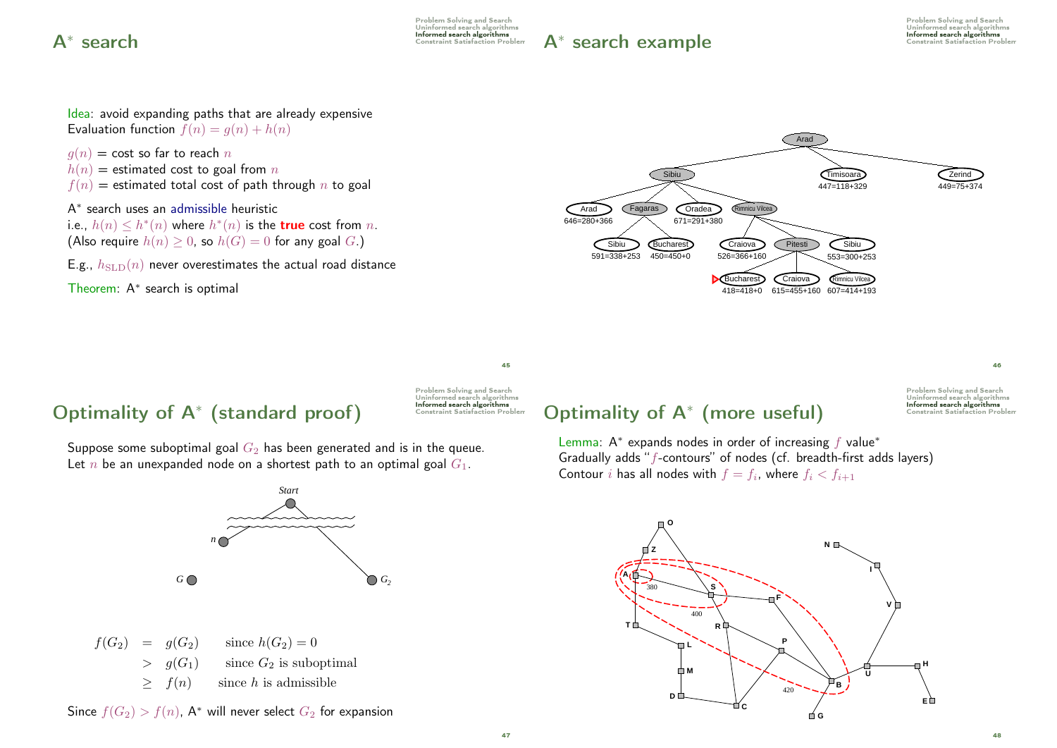# A* search

Idea: avoid expanding paths that are already expensive
Evaluation function $f(n) = g(n) + h(n)$

$g(n)$ = cost so far to reach $n$
$h(n)$ = estimated cost to goal from $n$
$f(n)$ = estimated total cost of path through $n$ to goal

A* search uses an admissible heuristic
i.e., $h(n) \leq h^*(n)$ where $h^*(n)$ is the **true** cost from $n$.
(Also require $h(n) \geq 0$, so $h(G) = 0$ for any goal $G$.)

E.g., $h_{\mathrm{SLD}}(n)$ never overestimates the actual road distance

Theorem: A* search is optimal

# A* search example

# Optimality of A* (standard proof)

Suppose some suboptimal goal $G_2$ has been generated and is in the queue.
Let $n$ be an unexpanded node on a shortest path to an optimal goal $G_1$.

$$
\begin{aligned}
f(G_2) &= g(G_2) && \text{since } h(G_2) = 0 \\
&> g(G_1) && \text{since } G_2 \text{ is suboptimal} \\
&\geq f(n) && \text{since } h \text{ is admissible}
\end{aligned}
$$

Since $f(G_2) > f(n)$, A* will never select $G_2$ for expansion

# Optimality of A* (more useful)

Lemma: A* expands nodes in order of increasing $f$ value*
Gradually adds "$f$-contours" of nodes (cf. breadth-first adds layers)
Contour $i$ has all nodes with $f = f_i$, where $f_i < f_{i+1}$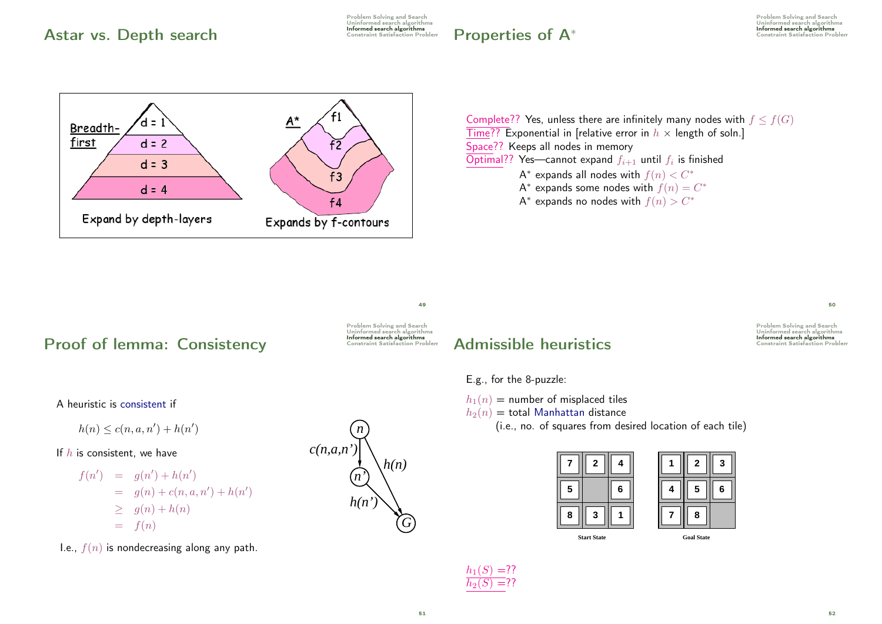## Astar vs. Depth search

Breadth-first: d = 1, d = 2, d = 3, d = 4

Expand by depth-layers

A*: f1, f2, f3, f4

Expands by f-contours

## Properties of A*

Complete?? Yes, unless there are infinitely many nodes with $f \leq f(G)$

Time?? Exponential in [relative error in $h$ × length of soln.]

Space?? Keeps all nodes in memory

Optimal?? Yes—cannot expand $f_{i+1}$ until $f_i$ is finished

- A* expands all nodes with $f(n) < C^*$
- A* expands some nodes with $f(n) = C^*$
- A* expands no nodes with $f(n) > C^*$

## Proof of lemma: Consistency

A heuristic is consistent if

$$h(n) \leq c(n, a, n') + h(n')$$

If $h$ is consistent, we have

$$\begin{aligned} f(n') &= g(n') + h(n') \\ &= g(n) + c(n, a, n') + h(n') \\ &\geq g(n) + h(n) \\ &= f(n) \end{aligned}$$

I.e., $f(n)$ is nondecreasing along any path.

## Admissible heuristics

E.g., for the 8-puzzle:

$h_1(n)$ = number of misplaced tiles

$h_2(n)$ = total Manhattan distance

(i.e., no. of squares from desired location of each tile)

Start State:

| | | |
|---|---|---|
| 7 | 2 | 4 |
| 5 | | 6 |
| 8 | 3 | 1 |

Goal State:

| | | |
|---|---|---|
| 1 | 2 | 3 |
| 4 | 5 | 6 |
| 7 | 8 | |

$h_1(S)$ =??

$h_2(S)$ =??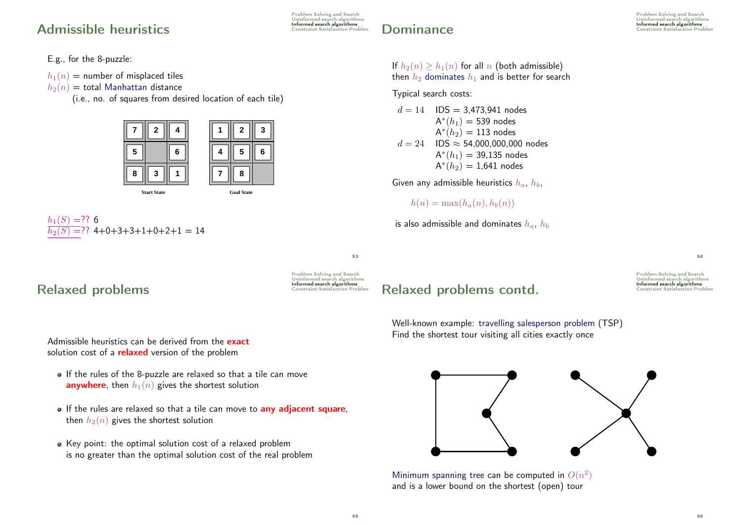## Admissible heuristics

E.g., for the 8-puzzle:

$h_1(n)$ = number of misplaced tiles
$h_2(n)$ = total Manhattan distance
(i.e., no. of squares from desired location of each tile)

| 7 | 2 | 4 |
|---|---|---|
| 5 |   | 6 |
| 8 | 3 | 1 |

Start State

| 1 | 2 | 3 |
|---|---|---|
| 4 | 5 | 6 |
| 7 | 8 |   |

Goal State

$h_1(S) =$?? 6
$h_2(S) =$?? 4+0+3+3+1+0+2+1 = 14

## Dominance

If $h_2(n) \geq h_1(n)$ for all $n$ (both admissible)
then $h_2$ dominates $h_1$ and is better for search

Typical search costs:

$d = 14$ IDS = 3,473,941 nodes
A*$(h_1)$ = 539 nodes
A*$(h_2)$ = 113 nodes
$d = 24$ IDS ≈ 54,000,000,000 nodes
A*$(h_1)$ = 39,135 nodes
A*$(h_2)$ = 1,641 nodes

Given any admissible heuristics $h_a$, $h_b$,

$$h(n) = \max(h_a(n), h_b(n))$$

is also admissible and dominates $h_a$, $h_b$

## Relaxed problems

Admissible heuristics can be derived from the **exact** solution cost of a **relaxed** version of the problem

- If the rules of the 8-puzzle are relaxed so that a tile can move **anywhere**, then $h_1(n)$ gives the shortest solution
- If the rules are relaxed so that a tile can move to **any adjacent square**, then $h_2(n)$ gives the shortest solution
- Key point: the optimal solution cost of a relaxed problem is no greater than the optimal solution cost of the real problem

## Relaxed problems contd.

Well-known example: travelling salesperson problem (TSP)
Find the shortest tour visiting all cities exactly once

Minimum spanning tree can be computed in $O(n^2)$
and is a lower bound on the shortest (open) tour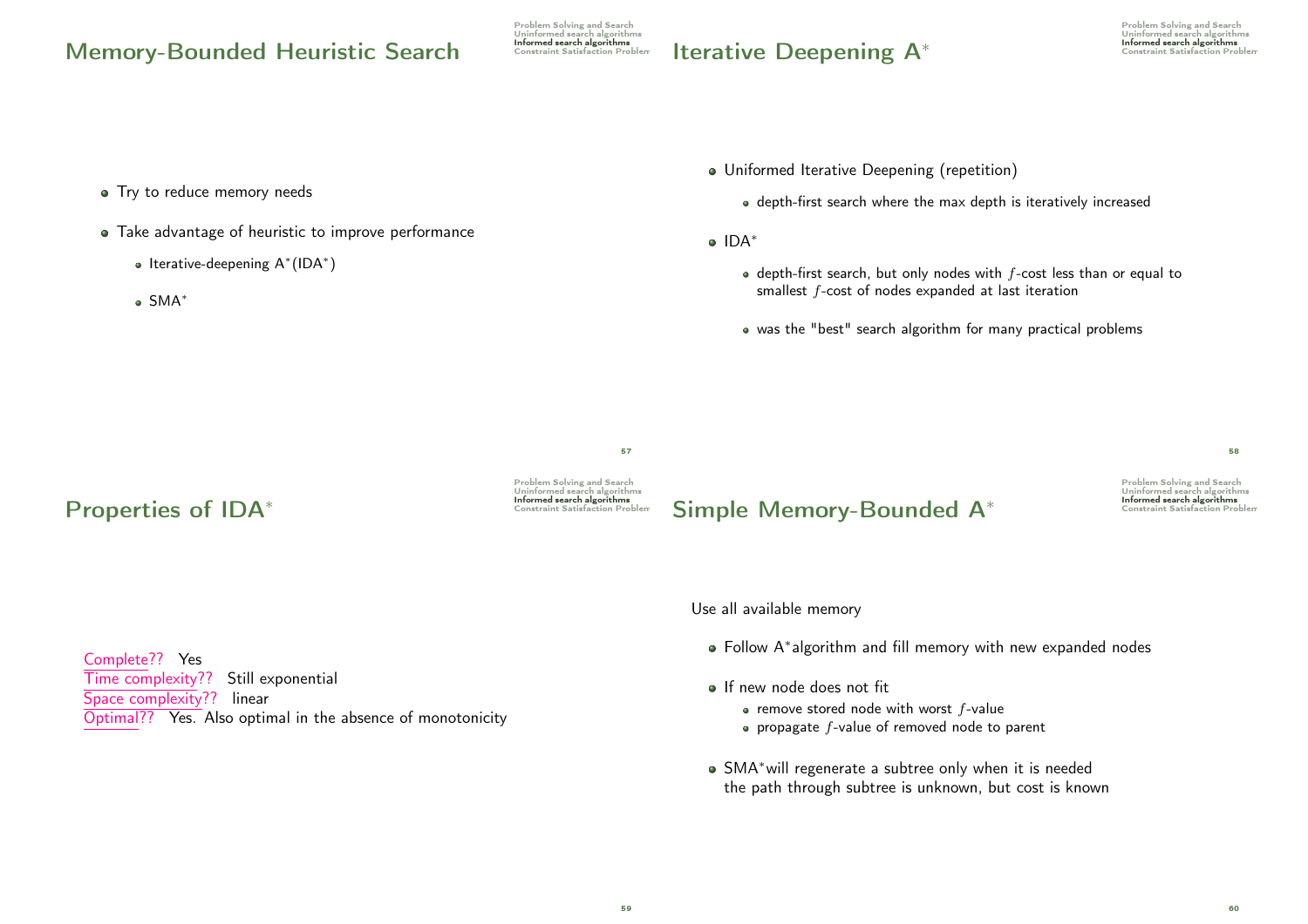# Memory-Bounded Heuristic Search

- Try to reduce memory needs
- Take advantage of heuristic to improve performance
  - Iterative-deepening A*(IDA*)
  - SMA*

# Iterative Deepening A*

- Uniformed Iterative Deepening (repetition)
  - depth-first search where the max depth is iteratively increased
- IDA*
  - depth-first search, but only nodes with $f$-cost less than or equal to smallest $f$-cost of nodes expanded at last iteration
  - was the "best" search algorithm for many practical problems

# Properties of IDA*

Complete?? Yes
Time complexity?? Still exponential
Space complexity?? linear
Optimal?? Yes. Also optimal in the absence of monotonicity

# Simple Memory-Bounded A*

Use all available memory

- Follow A*algorithm and fill memory with new expanded nodes
- If new node does not fit
  - remove stored node with worst $f$-value
  - propagate $f$-value of removed node to parent
- SMA*will regenerate a subtree only when it is needed
  the path through subtree is unknown, but cost is known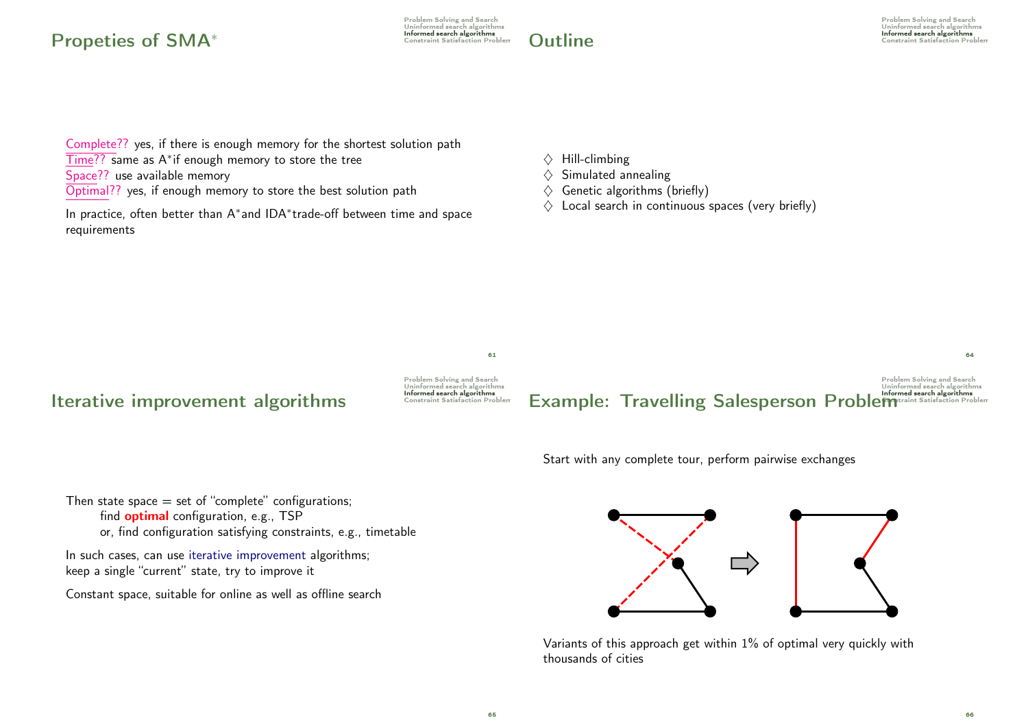## Propeties of SMA*

Complete?? yes, if there is enough memory for the shortest solution path
Time?? same as A*if enough memory to store the tree
Space?? use available memory
Optimal?? yes, if enough memory to store the best solution path

In practice, often better than A*and IDA*trade-off between time and space requirements

## Outline

- ♢ Hill-climbing
- ♢ Simulated annealing
- ♢ Genetic algorithms (briefly)
- ♢ Local search in continuous spaces (very briefly)

## Iterative improvement algorithms

Then state space = set of "complete" configurations;
find **optimal** configuration, e.g., TSP
or, find configuration satisfying constraints, e.g., timetable

In such cases, can use iterative improvement algorithms;
keep a single "current" state, try to improve it

Constant space, suitable for online as well as offline search

## Example: Travelling Salesperson Problem

Start with any complete tour, perform pairwise exchanges

Variants of this approach get within 1% of optimal very quickly with thousands of cities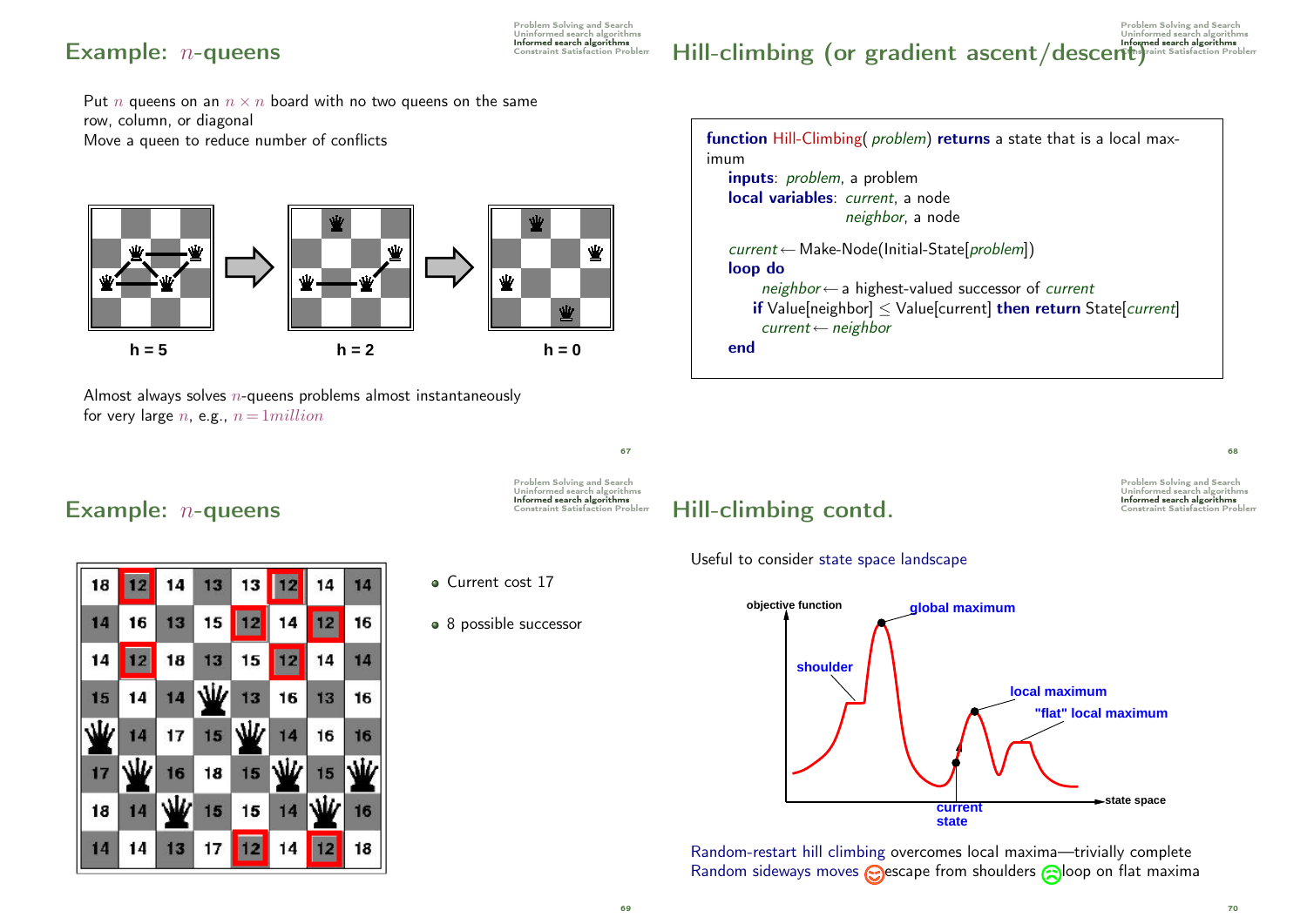## Example: $n$-queens

Put $n$ queens on an $n \times n$ board with no two queens on the same row, column, or diagonal

Move a queen to reduce number of conflicts

h = 5 → h = 2 → h = 0

Almost always solves $n$-queens problems almost instantaneously for very large $n$, e.g., $n = 1million$

## Hill-climbing (or gradient ascent/descent)

```
function Hill-Climbing( problem) returns a state that is a local maximum
   inputs: problem, a problem
   local variables: current, a node
                    neighbor, a node

   current ← Make-Node(Initial-State[problem])
   loop do
        neighbor ← a highest-valued successor of current
      if Value[neighbor] ≤ Value[current] then return State[current]
        current ← neighbor
   end
```

## Example: $n$-queens

| 18 | 12 | 14 | 13 | 13 | 12 | 14 | 14 |
|---|---|---|---|---|---|---|---|
| 14 | 16 | 13 | 15 | 12 | 14 | 12 | 16 |
| 14 | 12 | 18 | 13 | 15 | 12 | 14 | 14 |
| 15 | 14 | 14 | ♛ | 13 | 16 | 13 | 16 |
| ♛ | 14 | 17 | 15 | ♛ | 14 | 16 | 16 |
| 17 | ♛ | 16 | 18 | 15 | ♛ | 15 | ♛ |
| 18 | 14 | ♛ | 15 | 15 | 14 | ♛ | 16 |
| 14 | 14 | 13 | 17 | 12 | 14 | 12 | 18 |

- Current cost 17
- 8 possible successor

## Hill-climbing contd.

Useful to consider state space landscape

(Figure labels: objective function, global maximum, shoulder, local maximum, "flat" local maximum, current state, state space)

Random-restart hill climbing overcomes local maxima—trivially complete

Random sideways moves 😊 escape from shoulders ☹ loop on flat maxima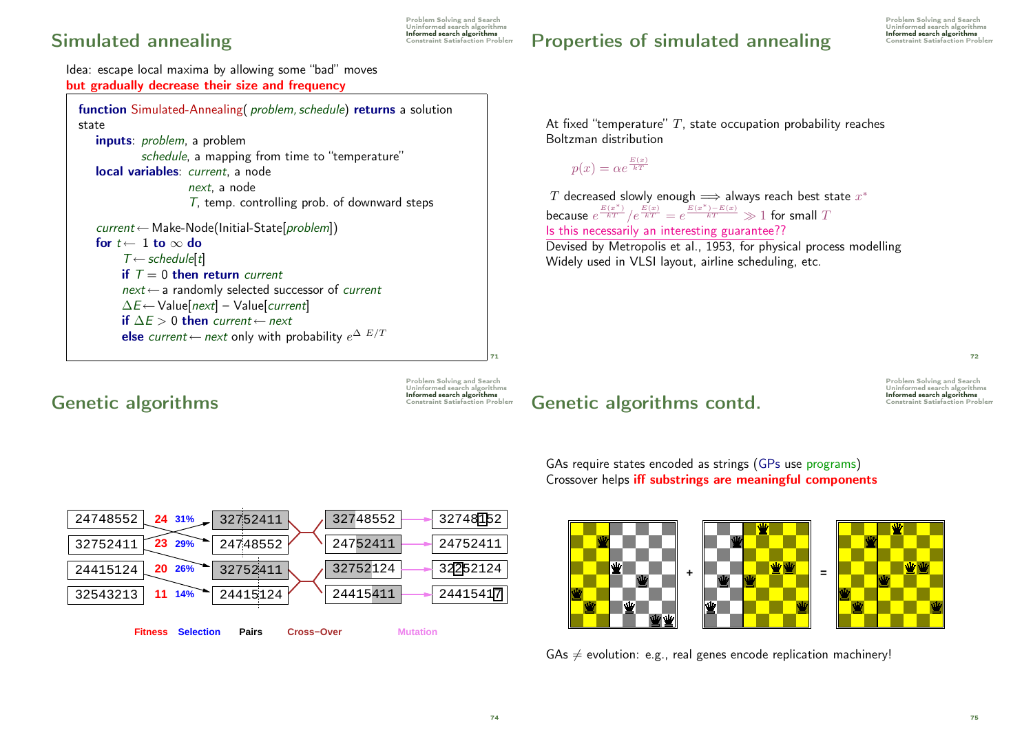## Simulated annealing

Idea: escape local maxima by allowing some "bad" moves
**but gradually decrease their size and frequency**

```
function Simulated-Annealing( problem, schedule) returns a solution state
    inputs: problem, a problem
            schedule, a mapping from time to "temperature"
    local variables: current, a node
                     next, a node
                     T, temp. controlling prob. of downward steps

    current ← Make-Node(Initial-State[problem])
    for t ← 1 to ∞ do
        T ← schedule[t]
        if T = 0 then return current
        next ← a randomly selected successor of current
        ΔE ← Value[next] – Value[current]
        if ΔE > 0 then current ← next
        else current ← next only with probability e^(Δ E/T)
```

## Properties of simulated annealing

At fixed "temperature" $T$, state occupation probability reaches Boltzman distribution

$$p(x) = \alpha e^{\frac{E(x)}{kT}}$$

$T$ decreased slowly enough $\Longrightarrow$ always reach best state $x^*$
because $e^{\frac{E(x^*)}{kT}}/e^{\frac{E(x)}{kT}} = e^{\frac{E(x^*)-E(x)}{kT}} \gg 1$ for small $T$
Is this necessarily an interesting guarantee??
Devised by Metropolis et al., 1953, for physical process modelling
Widely used in VLSI layout, airline scheduling, etc.

## Genetic algorithms

| Population | Fitness | Selection | Pairs | Cross–Over | Mutation |
|---|---|---|---|---|---|
| 24748552 | 24 | 31% | 32752411 | 32748552 | 32748152 |
| 32752411 | 23 | 29% | 24748552 | 24752411 | 24752411 |
| 24415124 | 20 | 26% | 32752411 | 32752124 | 32252124 |
| 32543213 | 11 | 14% | 24415124 | 24415411 | 24415417 |

## Genetic algorithms contd.

GAs require states encoded as strings (GPs use programs)
Crossover helps **iff substrings are meaningful components**

+ =

GAs $\neq$ evolution: e.g., real genes encode replication machinery!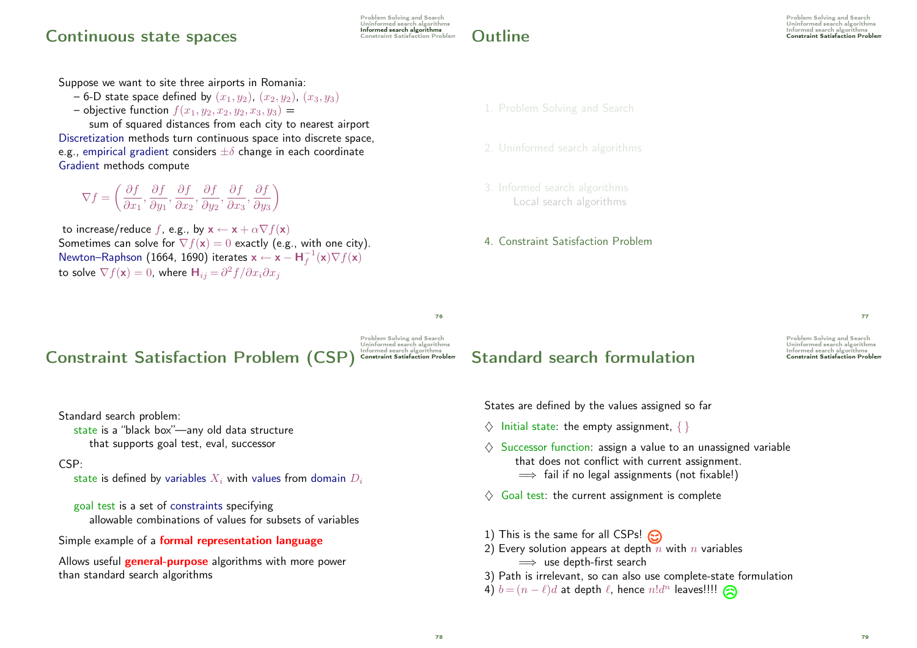# Continuous state spaces

Suppose we want to site three airports in Romania:

– 6-D state space defined by $(x_1, y_2)$, $(x_2, y_2)$, $(x_3, y_3)$

– objective function $f(x_1, y_2, x_2, y_2, x_3, y_3) =$
sum of squared distances from each city to nearest airport

Discretization methods turn continuous space into discrete space, e.g., empirical gradient considers $\pm\delta$ change in each coordinate

Gradient methods compute

$$\nabla f = \left( \frac{\partial f}{\partial x_1}, \frac{\partial f}{\partial y_1}, \frac{\partial f}{\partial x_2}, \frac{\partial f}{\partial y_2}, \frac{\partial f}{\partial x_3}, \frac{\partial f}{\partial y_3} \right)$$

to increase/reduce $f$, e.g., by $\mathbf{x} \leftarrow \mathbf{x} + \alpha \nabla f(\mathbf{x})$

Sometimes can solve for $\nabla f(\mathbf{x}) = 0$ exactly (e.g., with one city).

Newton–Raphson (1664, 1690) iterates $\mathbf{x} \leftarrow \mathbf{x} - \mathbf{H}_f^{-1}(\mathbf{x}) \nabla f(\mathbf{x})$ to solve $\nabla f(\mathbf{x}) = 0$, where $\mathbf{H}_{ij} = \partial^2 f / \partial x_i \partial x_j$

# Outline

1. Problem Solving and Search

2. Uninformed search algorithms

3. Informed search algorithms
   Local search algorithms

4. Constraint Satisfaction Problem

# Constraint Satisfaction Problem (CSP)

Standard search problem:
state is a "black box"—any old data structure
that supports goal test, eval, successor

CSP:
state is defined by variables $X_i$ with values from domain $D_i$

goal test is a set of constraints specifying
allowable combinations of values for subsets of variables

Simple example of a **formal representation language**

Allows useful **general-purpose** algorithms with more power than standard search algorithms

# Standard search formulation

States are defined by the values assigned so far

♢ Initial state: the empty assignment, $\{\ \}$

♢ Successor function: assign a value to an unassigned variable
that does not conflict with current assignment.
$\Longrightarrow$ fail if no legal assignments (not fixable!)

♢ Goal test: the current assignment is complete

1) This is the same for all CSPs!
2) Every solution appears at depth $n$ with $n$ variables
$\Longrightarrow$ use depth-first search
3) Path is irrelevant, so can also use complete-state formulation
4) $b = (n - \ell)d$ at depth $\ell$, hence $n!d^n$ leaves!!!!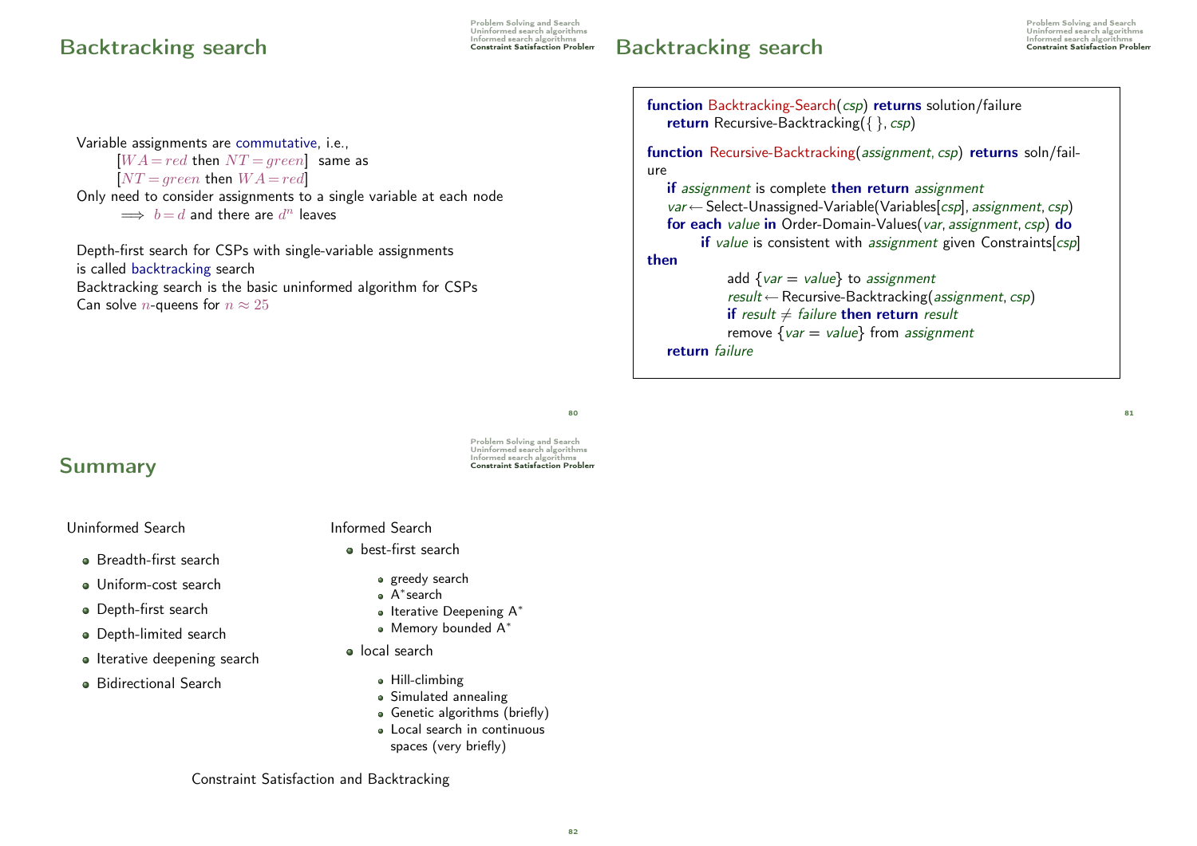## Backtracking search

Variable assignments are commutative, i.e.,

$[WA = red$ then $NT = green]$ same as
$[NT = green$ then $WA = red]$

Only need to consider assignments to a single variable at each node
$\implies b = d$ and there are $d^n$ leaves

Depth-first search for CSPs with single-variable assignments is called backtracking search

Backtracking search is the basic uninformed algorithm for CSPs

Can solve $n$-queens for $n \approx 25$

## Backtracking search

```
function Backtracking-Search(csp) returns solution/failure
    return Recursive-Backtracking({ }, csp)

function Recursive-Backtracking(assignment, csp) returns soln/failure
    if assignment is complete then return assignment
    var ← Select-Unassigned-Variable(Variables[csp], assignment, csp)
    for each value in Order-Domain-Values(var, assignment, csp) do
        if value is consistent with assignment given Constraints[csp] then
            add {var = value} to assignment
            result ← Recursive-Backtracking(assignment, csp)
            if result ≠ failure then return result
            remove {var = value} from assignment
    return failure
```

## Summary

Uninformed Search

- Breadth-first search
- Uniform-cost search
- Depth-first search
- Depth-limited search
- Iterative deepening search
- Bidirectional Search

Informed Search

- best-first search
  - greedy search
  - A*search
  - Iterative Deepening A*
  - Memory bounded A*
- local search
  - Hill-climbing
  - Simulated annealing
  - Genetic algorithms (briefly)
  - Local search in continuous spaces (very briefly)

Constraint Satisfaction and Backtracking